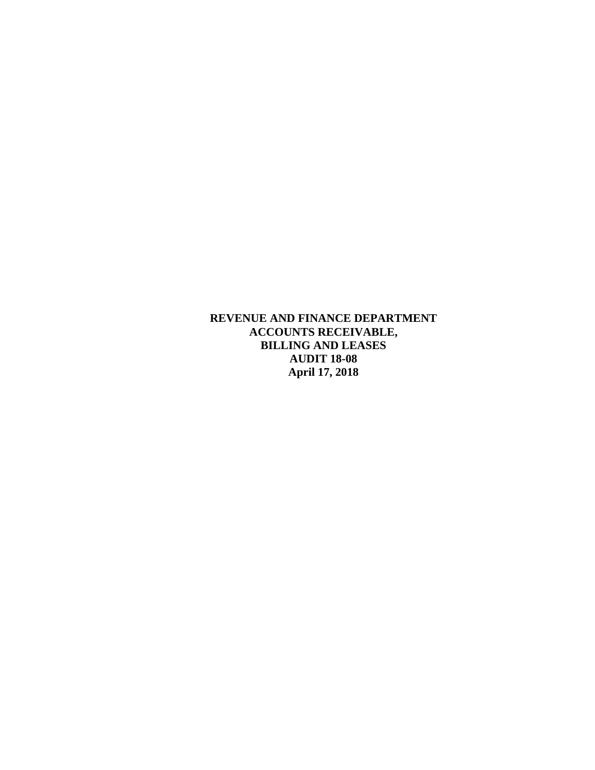# REVENUE AND FINANCE DEPARTMENT
# ACCOUNTS RECEIVABLE,
# BILLING AND LEASES
# AUDIT 18-08
# April 17, 2018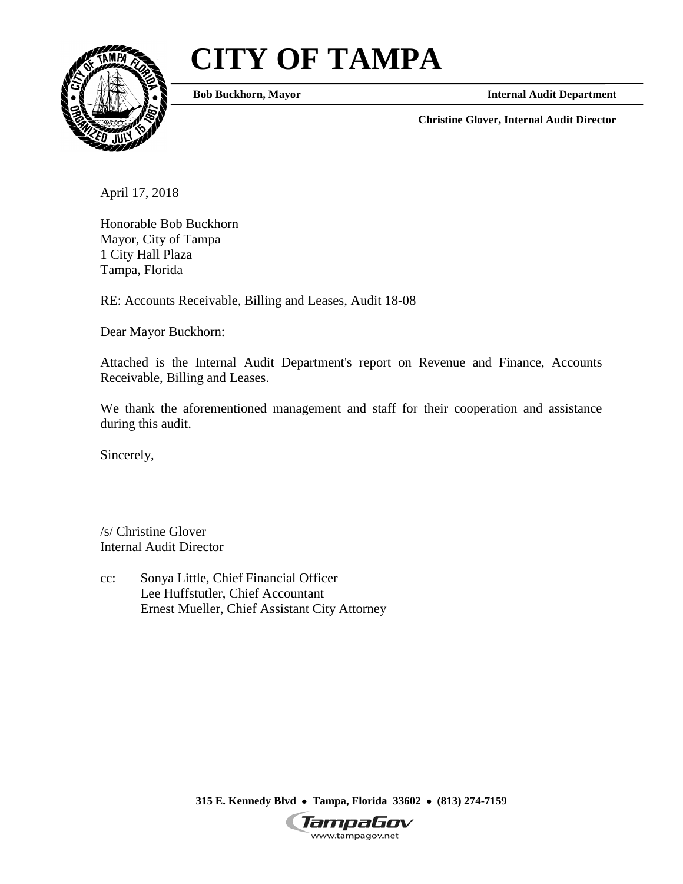# CITY OF TAMPA

**Bob Buckhorn, Mayor** **Internal Audit Department**

**Christine Glover, Internal Audit Director**

April 17, 2018

Honorable Bob Buckhorn
Mayor, City of Tampa
1 City Hall Plaza
Tampa, Florida

RE: Accounts Receivable, Billing and Leases, Audit 18-08

Dear Mayor Buckhorn:

Attached is the Internal Audit Department's report on Revenue and Finance, Accounts Receivable, Billing and Leases.

We thank the aforementioned management and staff for their cooperation and assistance during this audit.

Sincerely,

/s/ Christine Glover
Internal Audit Director

cc: Sonya Little, Chief Financial Officer
Lee Huffstutler, Chief Accountant
Ernest Mueller, Chief Assistant City Attorney

**315 E. Kennedy Blvd • Tampa, Florida 33602 • (813) 274-7159**

TampaGov
www.tampagov.net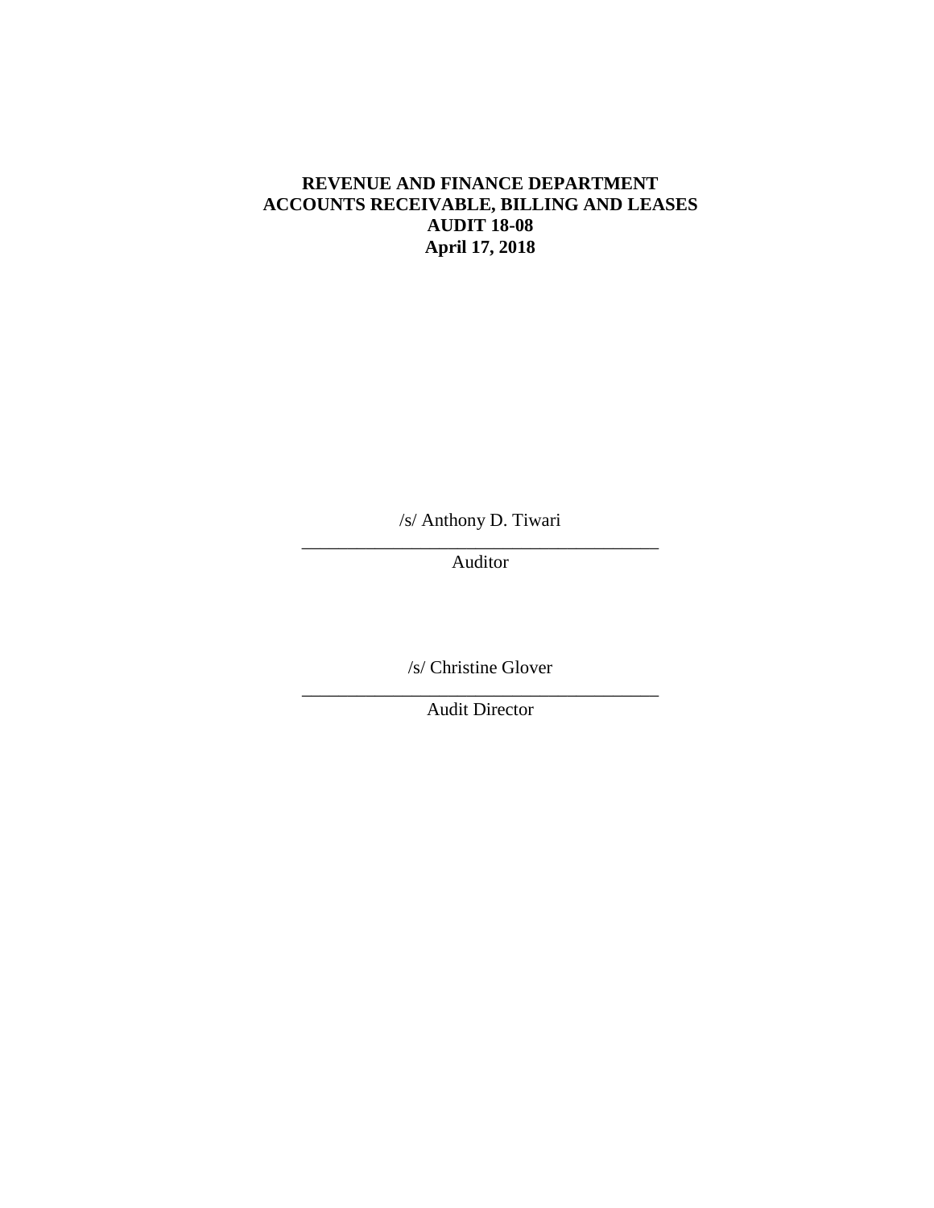**REVENUE AND FINANCE DEPARTMENT**
**ACCOUNTS RECEIVABLE, BILLING AND LEASES**
**AUDIT 18-08**
**April 17, 2018**

/s/ Anthony D. Tiwari

\_\_\_\_\_\_\_\_\_\_\_\_\_\_\_\_\_\_\_\_\_\_\_\_\_\_\_\_\_\_\_\_\_\_\_\_\_\_\_\_

Auditor

/s/ Christine Glover

\_\_\_\_\_\_\_\_\_\_\_\_\_\_\_\_\_\_\_\_\_\_\_\_\_\_\_\_\_\_\_\_\_\_\_\_\_\_\_\_

Audit Director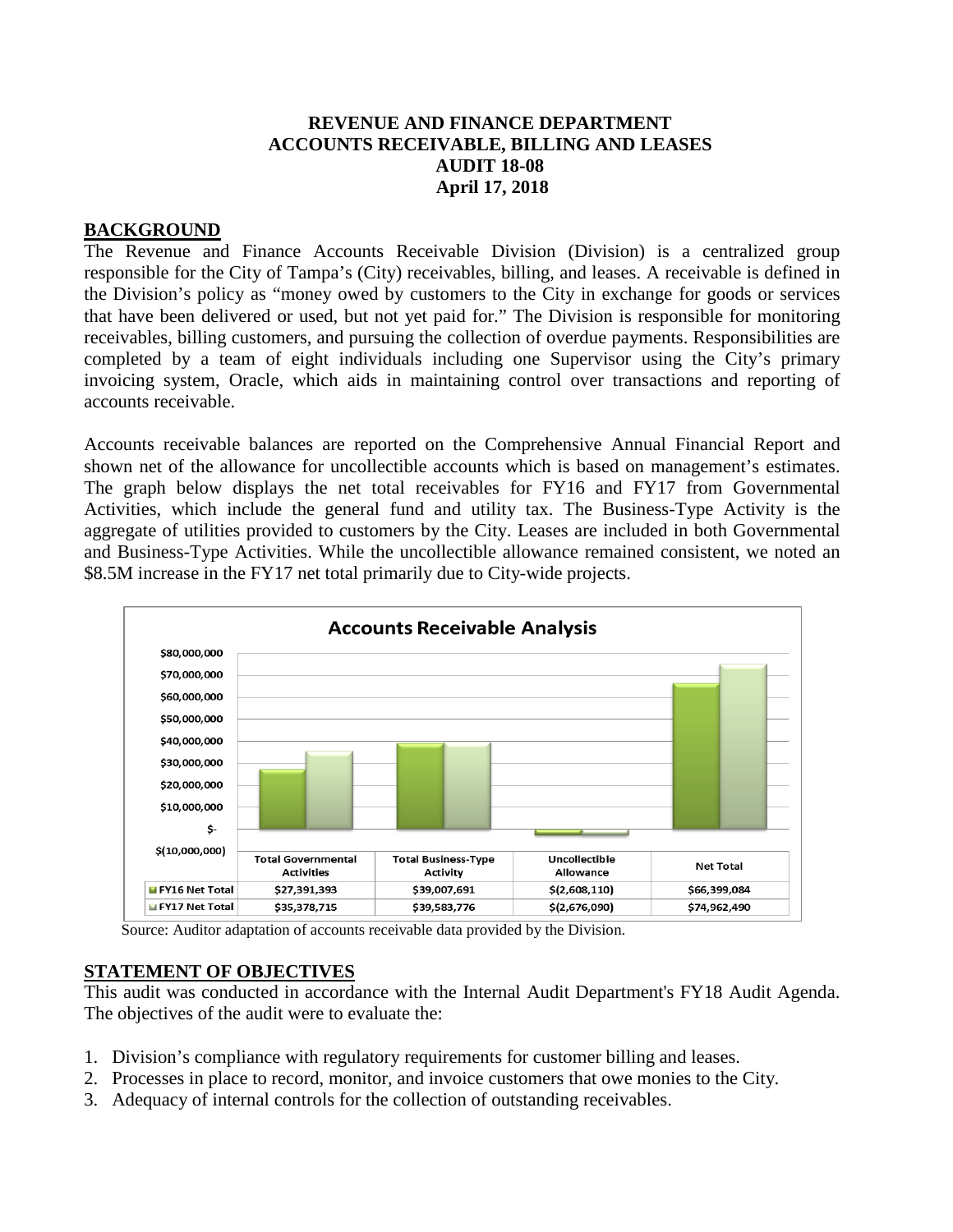**REVENUE AND FINANCE DEPARTMENT**
**ACCOUNTS RECEIVABLE, BILLING AND LEASES**
**AUDIT 18-08**
**April 17, 2018**

## BACKGROUND

The Revenue and Finance Accounts Receivable Division (Division) is a centralized group responsible for the City of Tampa's (City) receivables, billing, and leases. A receivable is defined in the Division's policy as "money owed by customers to the City in exchange for goods or services that have been delivered or used, but not yet paid for." The Division is responsible for monitoring receivables, billing customers, and pursuing the collection of overdue payments. Responsibilities are completed by a team of eight individuals including one Supervisor using the City's primary invoicing system, Oracle, which aids in maintaining control over transactions and reporting of accounts receivable.

Accounts receivable balances are reported on the Comprehensive Annual Financial Report and shown net of the allowance for uncollectible accounts which is based on management's estimates. The graph below displays the net total receivables for FY16 and FY17 from Governmental Activities, which include the general fund and utility tax. The Business-Type Activity is the aggregate of utilities provided to customers by the City. Leases are included in both Governmental and Business-Type Activities. While the uncollectible allowance remained consistent, we noted an \$8.5M increase in the FY17 net total primarily due to City-wide projects.

**Accounts Receivable Analysis**

| | Total Governmental Activities | Total Business-Type Activity | Uncollectible Allowance | Net Total |
|---|---|---|---|---|
| FY16 Net Total | \$27,391,393 | \$39,007,691 | \$(2,608,110) | \$66,399,084 |
| FY17 Net Total | \$35,378,715 | \$39,583,776 | \$(2,676,090) | \$74,962,490 |

Source: Auditor adaptation of accounts receivable data provided by the Division.

## STATEMENT OF OBJECTIVES

This audit was conducted in accordance with the Internal Audit Department's FY18 Audit Agenda. The objectives of the audit were to evaluate the:

1. Division's compliance with regulatory requirements for customer billing and leases.
2. Processes in place to record, monitor, and invoice customers that owe monies to the City.
3. Adequacy of internal controls for the collection of outstanding receivables.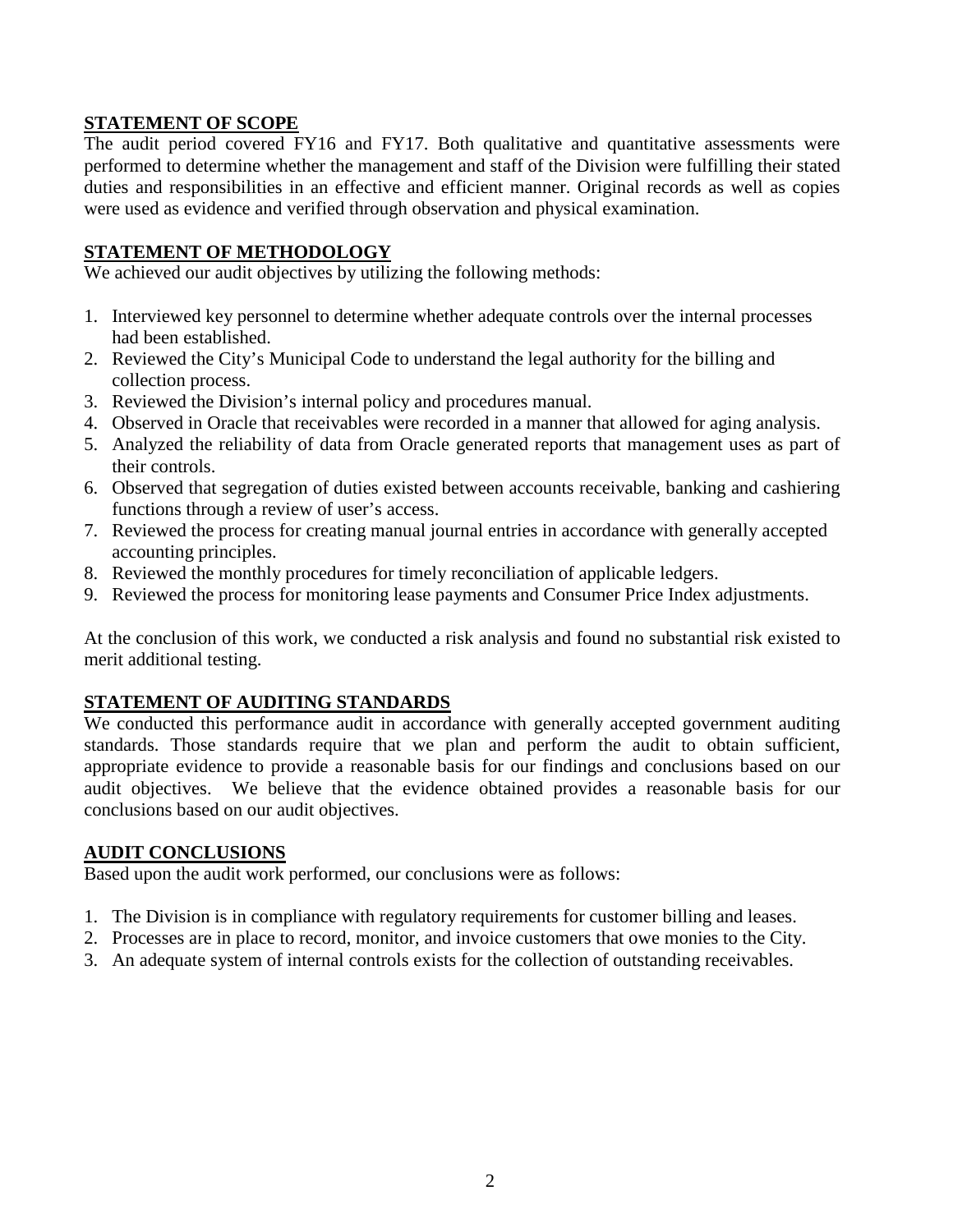## STATEMENT OF SCOPE

The audit period covered FY16 and FY17. Both qualitative and quantitative assessments were performed to determine whether the management and staff of the Division were fulfilling their stated duties and responsibilities in an effective and efficient manner. Original records as well as copies were used as evidence and verified through observation and physical examination.

## STATEMENT OF METHODOLOGY

We achieved our audit objectives by utilizing the following methods:

1. Interviewed key personnel to determine whether adequate controls over the internal processes had been established.
2. Reviewed the City's Municipal Code to understand the legal authority for the billing and collection process.
3. Reviewed the Division's internal policy and procedures manual.
4. Observed in Oracle that receivables were recorded in a manner that allowed for aging analysis.
5. Analyzed the reliability of data from Oracle generated reports that management uses as part of their controls.
6. Observed that segregation of duties existed between accounts receivable, banking and cashiering functions through a review of user's access.
7. Reviewed the process for creating manual journal entries in accordance with generally accepted accounting principles.
8. Reviewed the monthly procedures for timely reconciliation of applicable ledgers.
9. Reviewed the process for monitoring lease payments and Consumer Price Index adjustments.

At the conclusion of this work, we conducted a risk analysis and found no substantial risk existed to merit additional testing.

## STATEMENT OF AUDITING STANDARDS

We conducted this performance audit in accordance with generally accepted government auditing standards. Those standards require that we plan and perform the audit to obtain sufficient, appropriate evidence to provide a reasonable basis for our findings and conclusions based on our audit objectives. We believe that the evidence obtained provides a reasonable basis for our conclusions based on our audit objectives.

## AUDIT CONCLUSIONS

Based upon the audit work performed, our conclusions were as follows:

1. The Division is in compliance with regulatory requirements for customer billing and leases.
2. Processes are in place to record, monitor, and invoice customers that owe monies to the City.
3. An adequate system of internal controls exists for the collection of outstanding receivables.